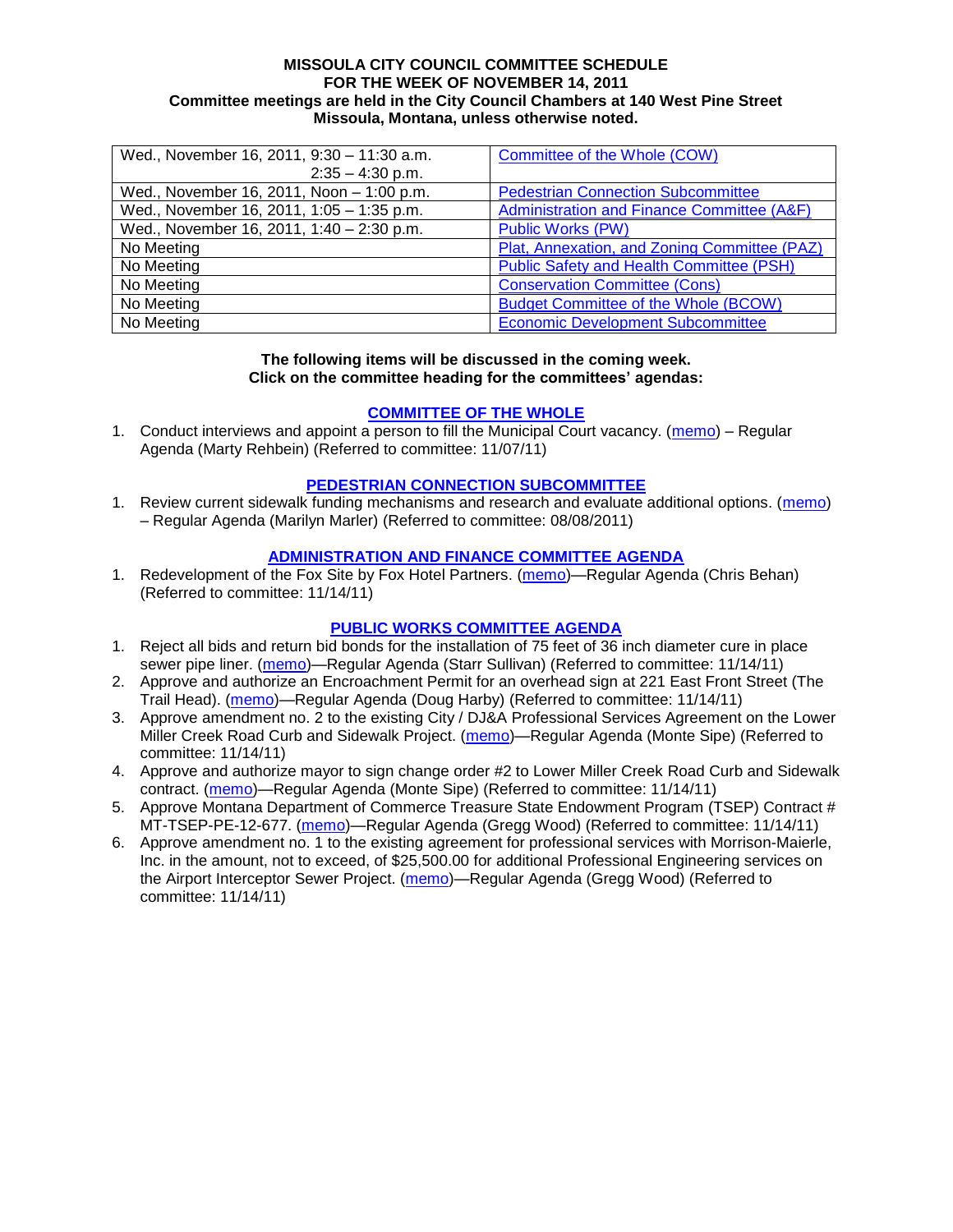**MISSOULA CITY COUNCIL COMMITTEE SCHEDULE**
**FOR THE WEEK OF NOVEMBER 14, 2011**
**Committee meetings are held in the City Council Chambers at 140 West Pine Street Missoula, Montana, unless otherwise noted.**

| | |
|---|---|
| Wed., November 16, 2011, 9:30 – 11:30 a.m.<br>2:35 – 4:30 p.m. | Committee of the Whole (COW) |
| Wed., November 16, 2011, Noon – 1:00 p.m. | Pedestrian Connection Subcommittee |
| Wed., November 16, 2011, 1:05 – 1:35 p.m. | Administration and Finance Committee (A&F) |
| Wed., November 16, 2011, 1:40 – 2:30 p.m. | Public Works (PW) |
| No Meeting | Plat, Annexation, and Zoning Committee (PAZ) |
| No Meeting | Public Safety and Health Committee (PSH) |
| No Meeting | Conservation Committee (Cons) |
| No Meeting | Budget Committee of the Whole (BCOW) |
| No Meeting | Economic Development Subcommittee |

**The following items will be discussed in the coming week. Click on the committee heading for the committees' agendas:**

## COMMITTEE OF THE WHOLE

1. Conduct interviews and appoint a person to fill the Municipal Court vacancy. (memo) – Regular Agenda (Marty Rehbein) (Referred to committee: 11/07/11)

## PEDESTRIAN CONNECTION SUBCOMMITTEE

1. Review current sidewalk funding mechanisms and research and evaluate additional options. (memo) – Regular Agenda (Marilyn Marler) (Referred to committee: 08/08/2011)

## ADMINISTRATION AND FINANCE COMMITTEE AGENDA

1. Redevelopment of the Fox Site by Fox Hotel Partners. (memo)—Regular Agenda (Chris Behan) (Referred to committee: 11/14/11)

## PUBLIC WORKS COMMITTEE AGENDA

1. Reject all bids and return bid bonds for the installation of 75 feet of 36 inch diameter cure in place sewer pipe liner. (memo)—Regular Agenda (Starr Sullivan) (Referred to committee: 11/14/11)
2. Approve and authorize an Encroachment Permit for an overhead sign at 221 East Front Street (The Trail Head). (memo)—Regular Agenda (Doug Harby) (Referred to committee: 11/14/11)
3. Approve amendment no. 2 to the existing City / DJ&A Professional Services Agreement on the Lower Miller Creek Road Curb and Sidewalk Project. (memo)—Regular Agenda (Monte Sipe) (Referred to committee: 11/14/11)
4. Approve and authorize mayor to sign change order #2 to Lower Miller Creek Road Curb and Sidewalk contract. (memo)—Regular Agenda (Monte Sipe) (Referred to committee: 11/14/11)
5. Approve Montana Department of Commerce Treasure State Endowment Program (TSEP) Contract # MT-TSEP-PE-12-677. (memo)—Regular Agenda (Gregg Wood) (Referred to committee: 11/14/11)
6. Approve amendment no. 1 to the existing agreement for professional services with Morrison-Maierle, Inc. in the amount, not to exceed, of $25,500.00 for additional Professional Engineering services on the Airport Interceptor Sewer Project. (memo)—Regular Agenda (Gregg Wood) (Referred to committee: 11/14/11)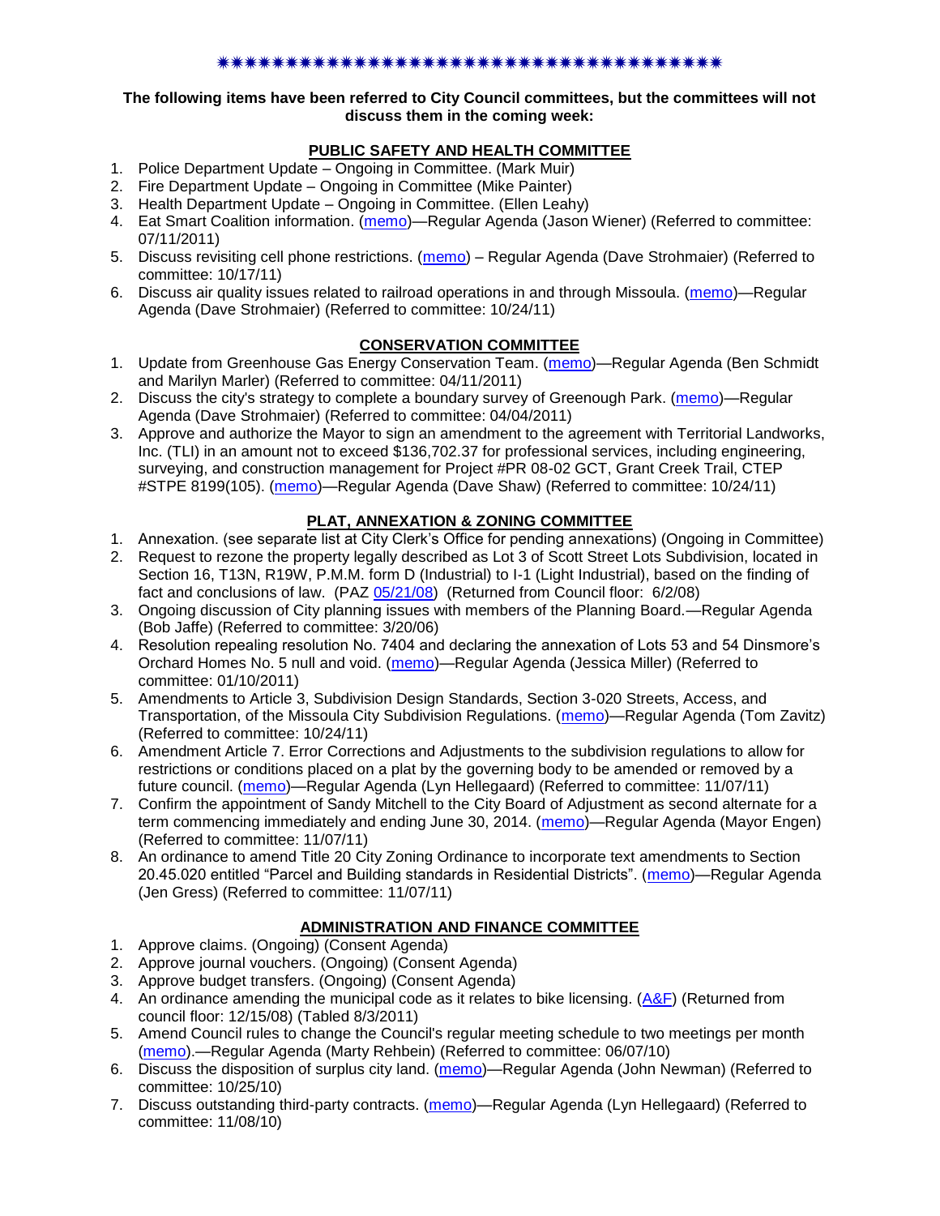✷✷✷✷✷✷✷✷✷✷✷✷✷✷✷✷✷✷✷✷✷✷✷✷✷✷✷✷✷✷✷✷✷✷✷✷✷✷✷

**The following items have been referred to City Council committees, but the committees will not discuss them in the coming week:**

**PUBLIC SAFETY AND HEALTH COMMITTEE**

1. Police Department Update – Ongoing in Committee. (Mark Muir)
2. Fire Department Update – Ongoing in Committee (Mike Painter)
3. Health Department Update – Ongoing in Committee. (Ellen Leahy)
4. Eat Smart Coalition information. (memo)—Regular Agenda (Jason Wiener) (Referred to committee: 07/11/2011)
5. Discuss revisiting cell phone restrictions. (memo) – Regular Agenda (Dave Strohmaier) (Referred to committee: 10/17/11)
6. Discuss air quality issues related to railroad operations in and through Missoula. (memo)—Regular Agenda (Dave Strohmaier) (Referred to committee: 10/24/11)

**CONSERVATION COMMITTEE**

1. Update from Greenhouse Gas Energy Conservation Team. (memo)—Regular Agenda (Ben Schmidt and Marilyn Marler) (Referred to committee: 04/11/2011)
2. Discuss the city's strategy to complete a boundary survey of Greenough Park. (memo)—Regular Agenda (Dave Strohmaier) (Referred to committee: 04/04/2011)
3. Approve and authorize the Mayor to sign an amendment to the agreement with Territorial Landworks, Inc. (TLI) in an amount not to exceed $136,702.37 for professional services, including engineering, surveying, and construction management for Project #PR 08-02 GCT, Grant Creek Trail, CTEP #STPE 8199(105). (memo)—Regular Agenda (Dave Shaw) (Referred to committee: 10/24/11)

**PLAT, ANNEXATION & ZONING COMMITTEE**

1. Annexation. (see separate list at City Clerk's Office for pending annexations) (Ongoing in Committee)
2. Request to rezone the property legally described as Lot 3 of Scott Street Lots Subdivision, located in Section 16, T13N, R19W, P.M.M. form D (Industrial) to I-1 (Light Industrial), based on the finding of fact and conclusions of law. (PAZ 05/21/08) (Returned from Council floor: 6/2/08)
3. Ongoing discussion of City planning issues with members of the Planning Board.—Regular Agenda (Bob Jaffe) (Referred to committee: 3/20/06)
4. Resolution repealing resolution No. 7404 and declaring the annexation of Lots 53 and 54 Dinsmore's Orchard Homes No. 5 null and void. (memo)—Regular Agenda (Jessica Miller) (Referred to committee: 01/10/2011)
5. Amendments to Article 3, Subdivision Design Standards, Section 3-020 Streets, Access, and Transportation, of the Missoula City Subdivision Regulations. (memo)—Regular Agenda (Tom Zavitz) (Referred to committee: 10/24/11)
6. Amendment Article 7. Error Corrections and Adjustments to the subdivision regulations to allow for restrictions or conditions placed on a plat by the governing body to be amended or removed by a future council. (memo)—Regular Agenda (Lyn Hellegaard) (Referred to committee: 11/07/11)
7. Confirm the appointment of Sandy Mitchell to the City Board of Adjustment as second alternate for a term commencing immediately and ending June 30, 2014. (memo)—Regular Agenda (Mayor Engen) (Referred to committee: 11/07/11)
8. An ordinance to amend Title 20 City Zoning Ordinance to incorporate text amendments to Section 20.45.020 entitled "Parcel and Building standards in Residential Districts". (memo)—Regular Agenda (Jen Gress) (Referred to committee: 11/07/11)

**ADMINISTRATION AND FINANCE COMMITTEE**

1. Approve claims. (Ongoing) (Consent Agenda)
2. Approve journal vouchers. (Ongoing) (Consent Agenda)
3. Approve budget transfers. (Ongoing) (Consent Agenda)
4. An ordinance amending the municipal code as it relates to bike licensing. (A&F) (Returned from council floor: 12/15/08) (Tabled 8/3/2011)
5. Amend Council rules to change the Council's regular meeting schedule to two meetings per month (memo).—Regular Agenda (Marty Rehbein) (Referred to committee: 06/07/10)
6. Discuss the disposition of surplus city land. (memo)—Regular Agenda (John Newman) (Referred to committee: 10/25/10)
7. Discuss outstanding third-party contracts. (memo)—Regular Agenda (Lyn Hellegaard) (Referred to committee: 11/08/10)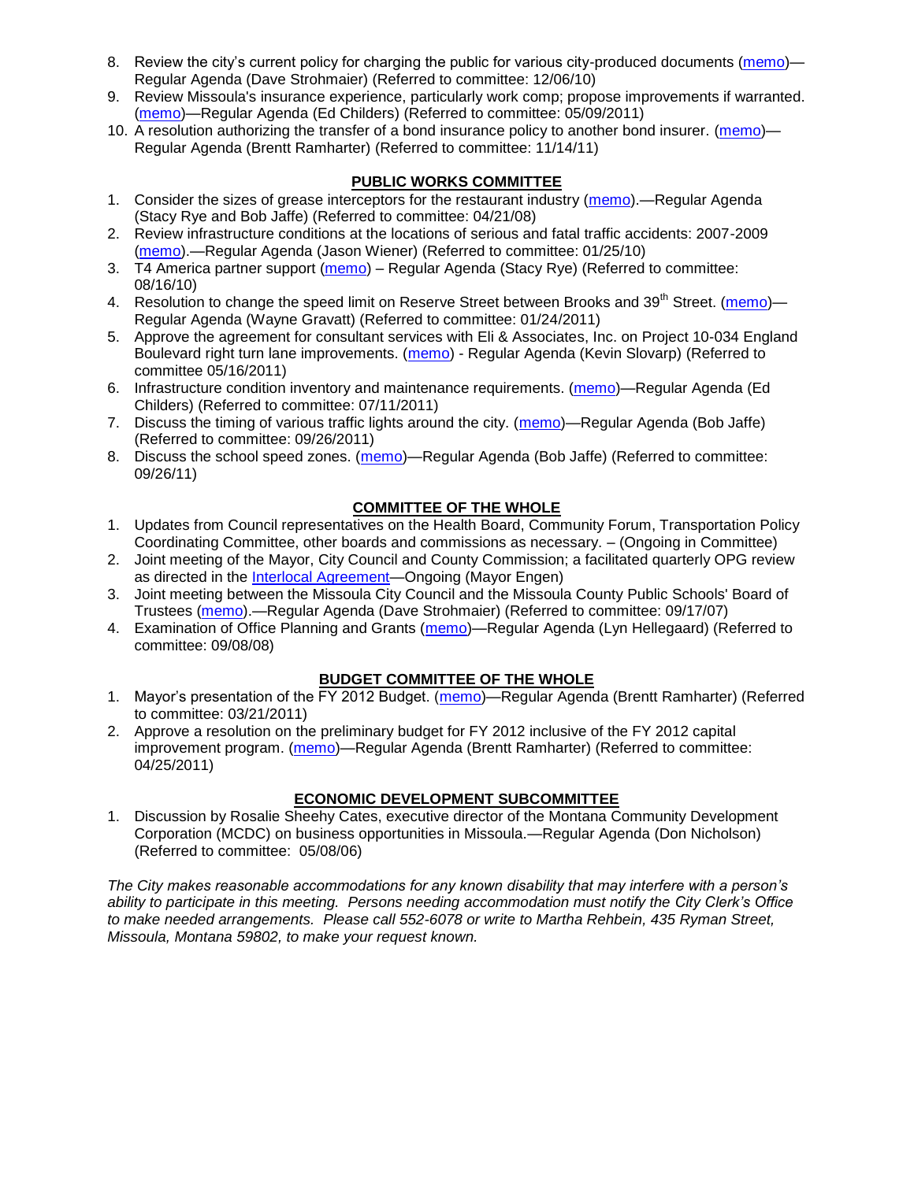8. Review the city's current policy for charging the public for various city-produced documents (memo)—Regular Agenda (Dave Strohmaier) (Referred to committee: 12/06/10)
9. Review Missoula's insurance experience, particularly work comp; propose improvements if warranted. (memo)—Regular Agenda (Ed Childers) (Referred to committee: 05/09/2011)
10. A resolution authorizing the transfer of a bond insurance policy to another bond insurer. (memo)—Regular Agenda (Brentt Ramharter) (Referred to committee: 11/14/11)

## PUBLIC WORKS COMMITTEE

1. Consider the sizes of grease interceptors for the restaurant industry (memo).—Regular Agenda (Stacy Rye and Bob Jaffe) (Referred to committee: 04/21/08)
2. Review infrastructure conditions at the locations of serious and fatal traffic accidents: 2007-2009 (memo).—Regular Agenda (Jason Wiener) (Referred to committee: 01/25/10)
3. T4 America partner support (memo) – Regular Agenda (Stacy Rye) (Referred to committee: 08/16/10)
4. Resolution to change the speed limit on Reserve Street between Brooks and 39th Street. (memo)—Regular Agenda (Wayne Gravatt) (Referred to committee: 01/24/2011)
5. Approve the agreement for consultant services with Eli & Associates, Inc. on Project 10-034 England Boulevard right turn lane improvements. (memo) - Regular Agenda (Kevin Slovarp) (Referred to committee 05/16/2011)
6. Infrastructure condition inventory and maintenance requirements. (memo)—Regular Agenda (Ed Childers) (Referred to committee: 07/11/2011)
7. Discuss the timing of various traffic lights around the city. (memo)—Regular Agenda (Bob Jaffe) (Referred to committee: 09/26/2011)
8. Discuss the school speed zones. (memo)—Regular Agenda (Bob Jaffe) (Referred to committee: 09/26/11)

## COMMITTEE OF THE WHOLE

1. Updates from Council representatives on the Health Board, Community Forum, Transportation Policy Coordinating Committee, other boards and commissions as necessary. – (Ongoing in Committee)
2. Joint meeting of the Mayor, City Council and County Commission; a facilitated quarterly OPG review as directed in the Interlocal Agreement—Ongoing (Mayor Engen)
3. Joint meeting between the Missoula City Council and the Missoula County Public Schools' Board of Trustees (memo).—Regular Agenda (Dave Strohmaier) (Referred to committee: 09/17/07)
4. Examination of Office Planning and Grants (memo)—Regular Agenda (Lyn Hellegaard) (Referred to committee: 09/08/08)

## BUDGET COMMITTEE OF THE WHOLE

1. Mayor's presentation of the FY 2012 Budget. (memo)—Regular Agenda (Brentt Ramharter) (Referred to committee: 03/21/2011)
2. Approve a resolution on the preliminary budget for FY 2012 inclusive of the FY 2012 capital improvement program. (memo)—Regular Agenda (Brentt Ramharter) (Referred to committee: 04/25/2011)

## ECONOMIC DEVELOPMENT SUBCOMMITTEE

1. Discussion by Rosalie Sheehy Cates, executive director of the Montana Community Development Corporation (MCDC) on business opportunities in Missoula.—Regular Agenda (Don Nicholson) (Referred to committee: 05/08/06)

*The City makes reasonable accommodations for any known disability that may interfere with a person's ability to participate in this meeting. Persons needing accommodation must notify the City Clerk's Office to make needed arrangements. Please call 552-6078 or write to Martha Rehbein, 435 Ryman Street, Missoula, Montana 59802, to make your request known.*